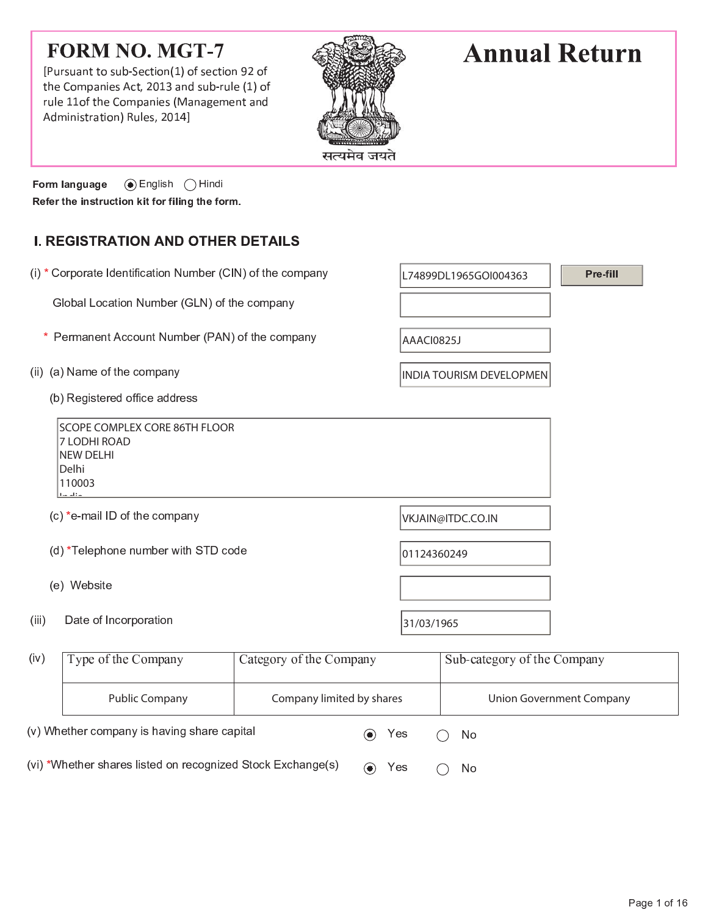# FORM NO. MGT-7

[Pursuant to sub-Section(1) of section 92 of the Companies Act, 2013 and sub-rule (1) of rule 11of the Companies (Management and Administration) Rules, 2014]

सत्यमेव जयते

# Annual Return

**Form language** (●) English ( ) Hindi

**Refer the instruction kit for filing the form.**

## I. REGISTRATION AND OTHER DETAILS

(i) * Corporate Identification Number (CIN) of the company: L74899DL1965GOI004363

Pre-fill

Global Location Number (GLN) of the company:

\* Permanent Account Number (PAN) of the company: AAACI0825J

(ii) (a) Name of the company: INDIA TOURISM DEVELOPMEN

(b) Registered office address

SCOPE COMPLEX CORE 86TH FLOOR
7 LODHI ROAD
NEW DELHI
Delhi
110003

(c) *e-mail ID of the company: VKJAIN@ITDC.CO.IN

(d) *Telephone number with STD code: 01124360249

(e) Website:

(iii) Date of Incorporation: 31/03/1965

(iv)

| Type of the Company | Category of the Company | Sub-category of the Company |
|---|---|---|
| Public Company | Company limited by shares | Union Government Company |

(v) Whether company is having share capital (●) Yes ( ) No

(vi) *Whether shares listed on recognized Stock Exchange(s) (●) Yes ( ) No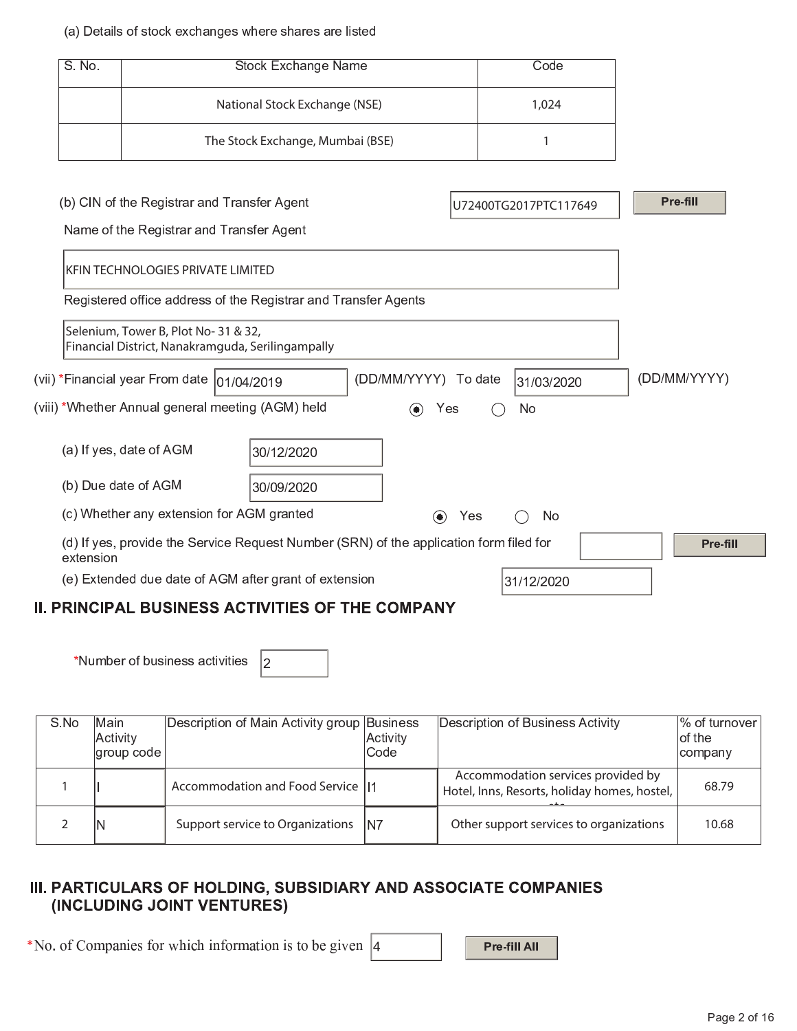(a) Details of stock exchanges where shares are listed

| S. No. | Stock Exchange Name | Code |
|---|---|---|
| | National Stock Exchange (NSE) | 1,024 |
| | The Stock Exchange, Mumbai (BSE) | 1 |

(b) CIN of the Registrar and Transfer Agent: U72400TG2017PTC117649 [Pre-fill]

Name of the Registrar and Transfer Agent

KFIN TECHNOLOGIES PRIVATE LIMITED

Registered office address of the Registrar and Transfer Agents

Selenium, Tower B, Plot No- 31 & 32,
Financial District, Nanakramguda, Serilingampally

(vii) *Financial year From date 01/04/2019 (DD/MM/YYYY) To date 31/03/2020 (DD/MM/YYYY)

(viii) *Whether Annual general meeting (AGM) held ◉ Yes ◯ No

(a) If yes, date of AGM: 30/12/2020

(b) Due date of AGM: 30/09/2020

(c) Whether any extension for AGM granted ◉ Yes ◯ No

(d) If yes, provide the Service Request Number (SRN) of the application form filed for extension [Pre-fill]

(e) Extended due date of AGM after grant of extension: 31/12/2020

## II. PRINCIPAL BUSINESS ACTIVITIES OF THE COMPANY

*Number of business activities: 2

| S.No | Main Activity group code | Description of Main Activity group | Business Activity Code | Description of Business Activity | % of turnover of the company |
|---|---|---|---|---|---|
| 1 | I | Accommodation and Food Service | I1 | Accommodation services provided by Hotel, Inns, Resorts, holiday homes, hostel, etc | 68.79 |
| 2 | N | Support service to Organizations | N7 | Other support services to organizations | 10.68 |

## III. PARTICULARS OF HOLDING, SUBSIDIARY AND ASSOCIATE COMPANIES (INCLUDING JOINT VENTURES)

*No. of Companies for which information is to be given: 4 [Pre-fill All]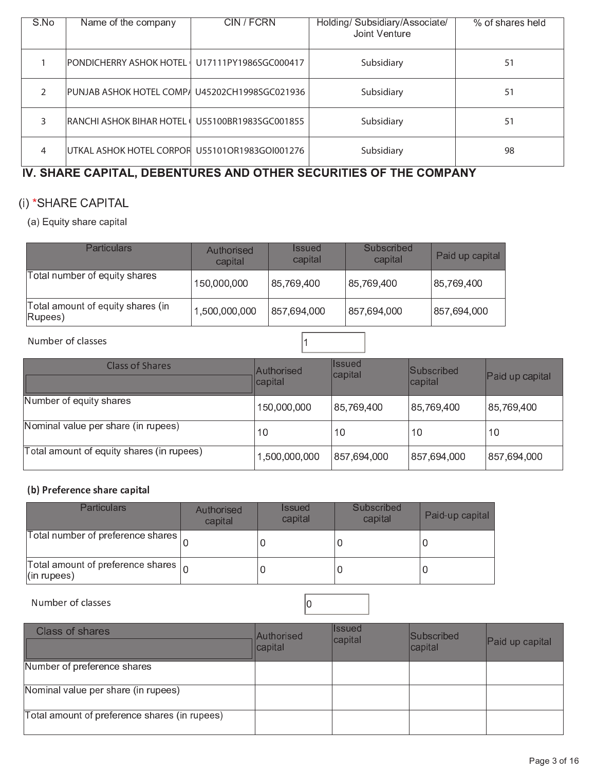| S.No | Name of the company | CIN / FCRN | Holding/ Subsidiary/Associate/ Joint Venture | % of shares held |
|---|---|---|---|---|
| 1 | PONDICHERRY ASHOK HOTEL | U17111PY1986SGC000417 | Subsidiary | 51 |
| 2 | PUNJAB ASHOK HOTEL COMP/ | U45202CH1998SGC021936 | Subsidiary | 51 |
| 3 | RANCHI ASHOK BIHAR HOTEL | U55100BR1983SGC001855 | Subsidiary | 51 |
| 4 | UTKAL ASHOK HOTEL CORPOR | U55101OR1983GOI001276 | Subsidiary | 98 |

## IV. SHARE CAPITAL, DEBENTURES AND OTHER SECURITIES OF THE COMPANY

### (i) *SHARE CAPITAL

(a) Equity share capital

| Particulars | Authorised capital | Issued capital | Subscribed capital | Paid up capital |
|---|---|---|---|---|
| Total number of equity shares | 150,000,000 | 85,769,400 | 85,769,400 | 85,769,400 |
| Total amount of equity shares (in Rupees) | 1,500,000,000 | 857,694,000 | 857,694,000 | 857,694,000 |

Number of classes: 1

| Class of Shares | Authorised capital | Issued capital | Subscribed capital | Paid up capital |
|---|---|---|---|---|
| Number of equity shares | 150,000,000 | 85,769,400 | 85,769,400 | 85,769,400 |
| Nominal value per share (in rupees) | 10 | 10 | 10 | 10 |
| Total amount of equity shares (in rupees) | 1,500,000,000 | 857,694,000 | 857,694,000 | 857,694,000 |

**(b) Preference share capital**

| Particulars | Authorised capital | Issued capital | Subscribed capital | Paid-up capital |
|---|---|---|---|---|
| Total number of preference shares | 0 | 0 | 0 | 0 |
| Total amount of preference shares (in rupees) | 0 | 0 | 0 | 0 |

Number of classes: 0

| Class of shares | Authorised capital | Issued capital | Subscribed capital | Paid up capital |
|---|---|---|---|---|
| Number of preference shares | | | | |
| Nominal value per share (in rupees) | | | | |
| Total amount of preference shares (in rupees) | | | | |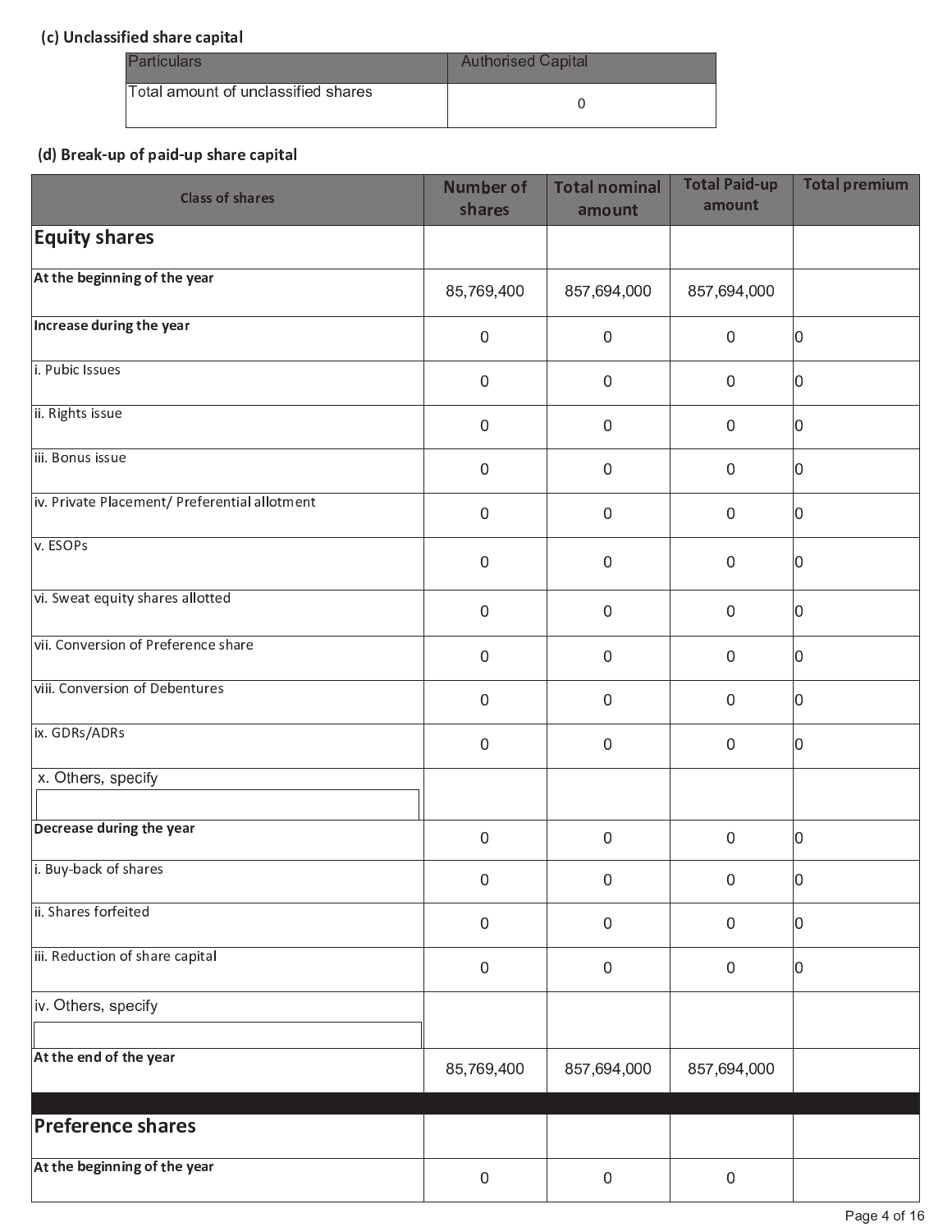### (c) Unclassified share capital

| Particulars | Authorised Capital |
|---|---|
| Total amount of unclassified shares | 0 |

### (d) Break-up of paid-up share capital

| Class of shares | Number of shares | Total nominal amount | Total Paid-up amount | Total premium |
|---|---|---|---|---|
| **Equity shares** | | | | |
| **At the beginning of the year** | 85,769,400 | 857,694,000 | 857,694,000 | |
| **Increase during the year** | 0 | 0 | 0 | 0 |
| i. Pubic Issues | 0 | 0 | 0 | 0 |
| ii. Rights issue | 0 | 0 | 0 | 0 |
| iii. Bonus issue | 0 | 0 | 0 | 0 |
| iv. Private Placement/ Preferential allotment | 0 | 0 | 0 | 0 |
| v. ESOPs | 0 | 0 | 0 | 0 |
| vi. Sweat equity shares allotted | 0 | 0 | 0 | 0 |
| vii. Conversion of Preference share | 0 | 0 | 0 | 0 |
| viii. Conversion of Debentures | 0 | 0 | 0 | 0 |
| ix. GDRs/ADRs | 0 | 0 | 0 | 0 |
| x. Others, specify | | | | |
| **Decrease during the year** | 0 | 0 | 0 | 0 |
| i. Buy-back of shares | 0 | 0 | 0 | 0 |
| ii. Shares forfeited | 0 | 0 | 0 | 0 |
| iii. Reduction of share capital | 0 | 0 | 0 | 0 |
| iv. Others, specify | | | | |
| **At the end of the year** | 85,769,400 | 857,694,000 | 857,694,000 | |
| **Preference shares** | | | | |
| **At the beginning of the year** | 0 | 0 | 0 | |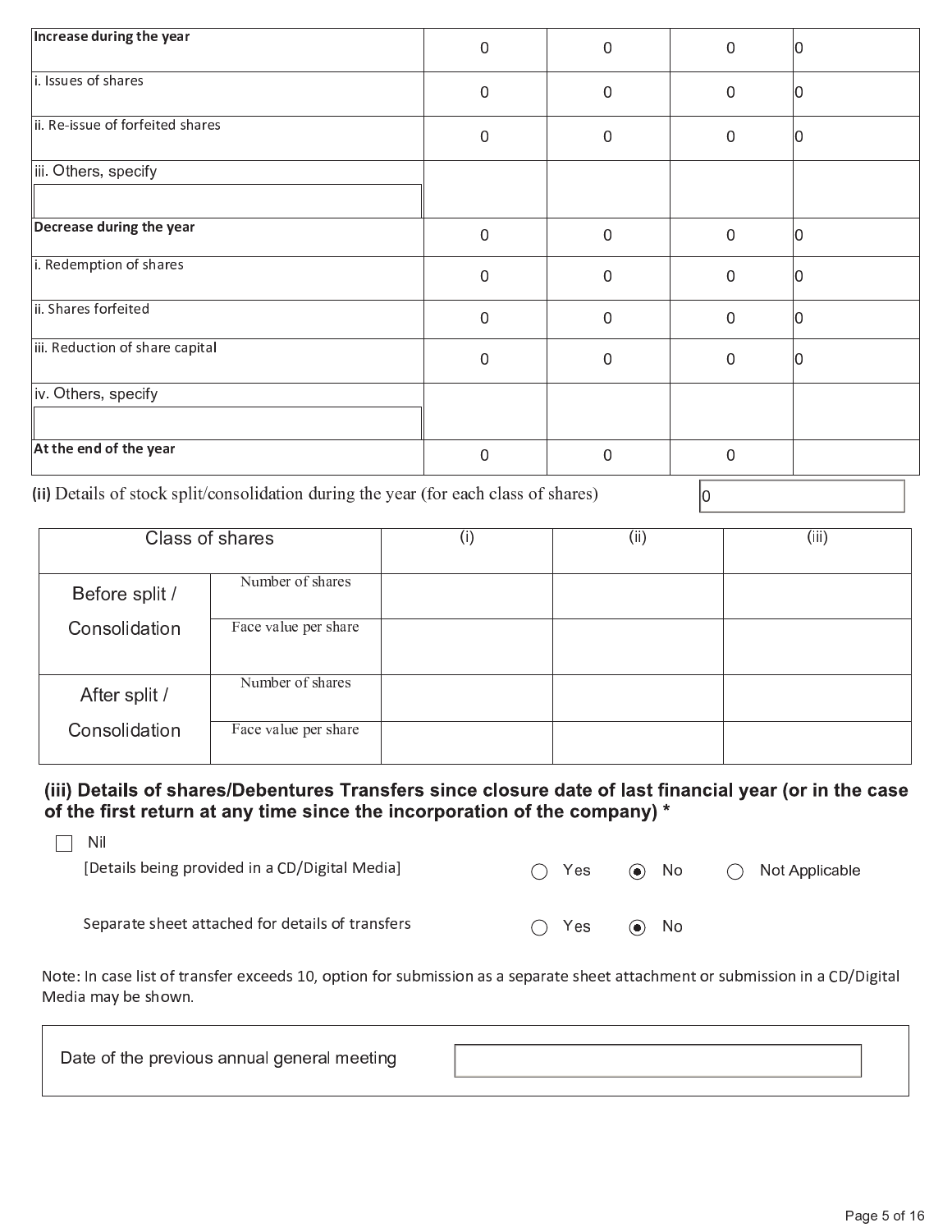| | | | | |
|---|---|---|---|---|
| **Increase during the year** | 0 | 0 | 0 | 0 |
| i. Issues of shares | 0 | 0 | 0 | 0 |
| ii. Re-issue of forfeited shares | 0 | 0 | 0 | 0 |
| iii. Others, specify | | | | |
| **Decrease during the year** | 0 | 0 | 0 | 0 |
| i. Redemption of shares | 0 | 0 | 0 | 0 |
| ii. Shares forfeited | 0 | 0 | 0 | 0 |
| iii. Reduction of share capital | 0 | 0 | 0 | 0 |
| iv. Others, specify | | | | |
| **At the end of the year** | 0 | 0 | 0 | |

**(ii)** Details of stock split/consolidation during the year (for each class of shares) 0

| Class of shares | | (i) | (ii) | (iii) |
|---|---|---|---|---|
| Before split / Consolidation | Number of shares | | | |
| | Face value per share | | | |
| After split / Consolidation | Number of shares | | | |
| | Face value per share | | | |

### (iii) Details of shares/Debentures Transfers since closure date of last financial year (or in the case of the first return at any time since the incorporation of the company) *

☐ Nil

[Details being provided in a CD/Digital Media] ○ Yes ◉ No ○ Not Applicable

Separate sheet attached for details of transfers ○ Yes ◉ No

Note: In case list of transfer exceeds 10, option for submission as a separate sheet attachment or submission in a CD/Digital Media may be shown.

| Date of the previous annual general meeting | |
|---|---|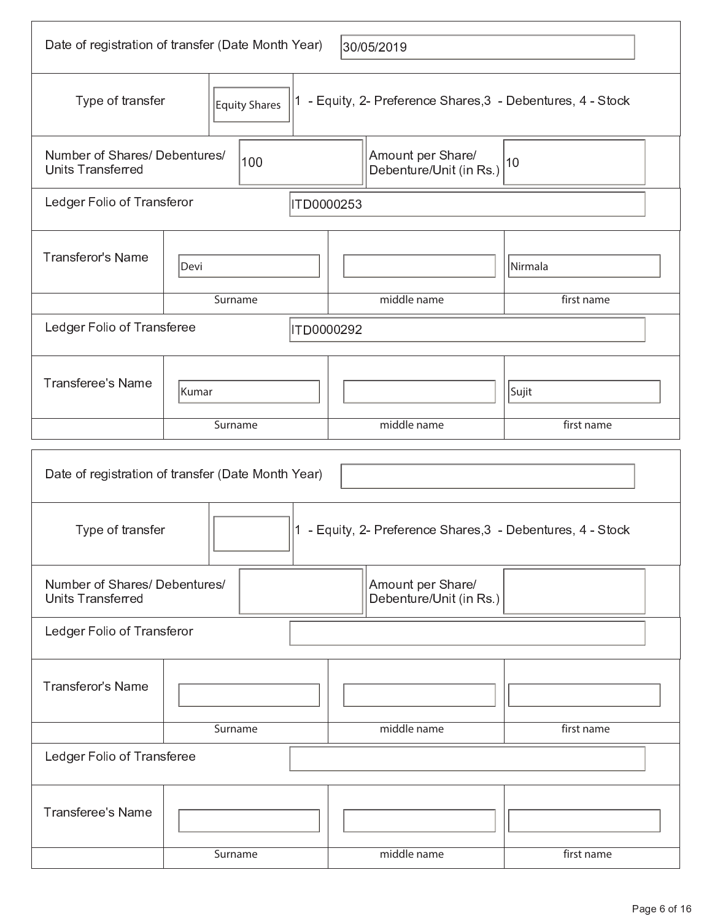| Date of registration of transfer (Date Month Year) | 30/05/2019 | |
|---|---|---|
| Type of transfer | Equity Shares | 1 - Equity, 2- Preference Shares,3 - Debentures, 4 - Stock |
| Number of Shares/ Debentures/ Units Transferred | 100 | |
| Amount per Share/ Debenture/Unit (in Rs.) | 10 | |
| Ledger Folio of Transferor | ITD0000253 | |

| Transferor's Name | Devi | | Nirmala |
|---|---|---|---|
| | Surname | middle name | first name |

| Ledger Folio of Transferee | ITD0000292 |
|---|---|

| Transferee's Name | Kumar | | Sujit |
|---|---|---|---|
| | Surname | middle name | first name |

| Date of registration of transfer (Date Month Year) | | |
|---|---|---|
| Type of transfer | | 1 - Equity, 2- Preference Shares,3 - Debentures, 4 - Stock |
| Number of Shares/ Debentures/ Units Transferred | | |
| Amount per Share/ Debenture/Unit (in Rs.) | | |
| Ledger Folio of Transferor | | |

| Transferor's Name | | | |
|---|---|---|---|
| | Surname | middle name | first name |

| Ledger Folio of Transferee | |
|---|---|

| Transferee's Name | | | |
|---|---|---|---|
| | Surname | middle name | first name |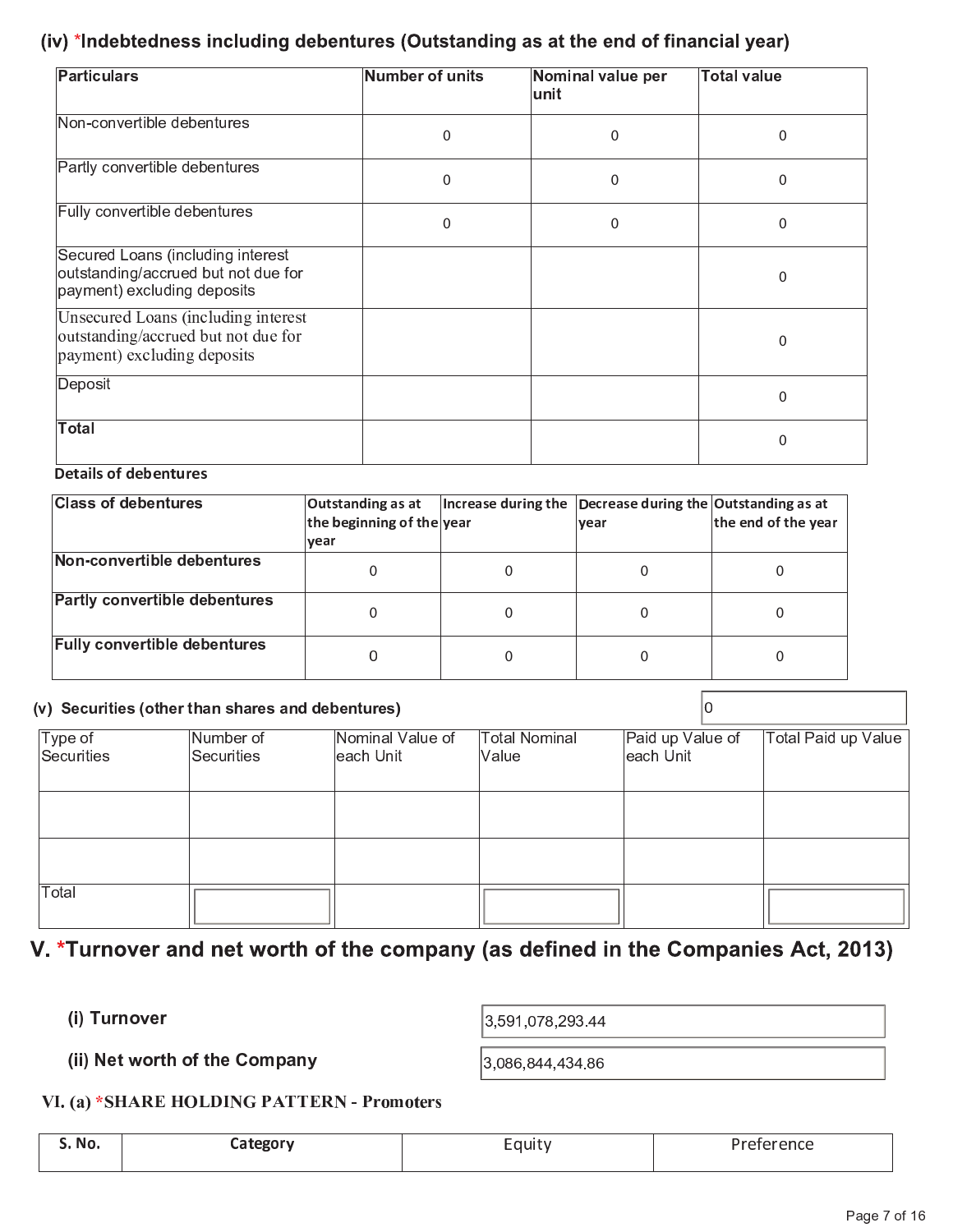### (iv) *Indebtedness including debentures (Outstanding as at the end of financial year)

| Particulars | Number of units | Nominal value per unit | Total value |
|---|---|---|---|
| Non-convertible debentures | 0 | 0 | 0 |
| Partly convertible debentures | 0 | 0 | 0 |
| Fully convertible debentures | 0 | 0 | 0 |
| Secured Loans (including interest outstanding/accrued but not due for payment) excluding deposits | | | 0 |
| Unsecured Loans (including interest outstanding/accrued but not due for payment) excluding deposits | | | 0 |
| Deposit | | | 0 |
| **Total** | | | 0 |

**Details of debentures**

| Class of debentures | Outstanding as at the beginning of the year | Increase during the year | Decrease during the year | Outstanding as at the end of the year |
|---|---|---|---|---|
| **Non-convertible debentures** | 0 | 0 | 0 | 0 |
| **Partly convertible debentures** | 0 | 0 | 0 | 0 |
| **Fully convertible debentures** | 0 | 0 | 0 | 0 |

### (v) Securities (other than shares and debentures)

0

| Type of Securities | Number of Securities | Nominal Value of each Unit | Total Nominal Value | Paid up Value of each Unit | Total Paid up Value |
|---|---|---|---|---|---|
| | | | | | |
| | | | | | |
| Total | | | | | |

## V. *Turnover and net worth of the company (as defined in the Companies Act, 2013)

**(i) Turnover** 3,591,078,293.44

**(ii) Net worth of the Company** 3,086,844,434.86

### VI. (a) *SHARE HOLDING PATTERN - Promoters

| S. No. | Category | Equity | Preference |
|---|---|---|---|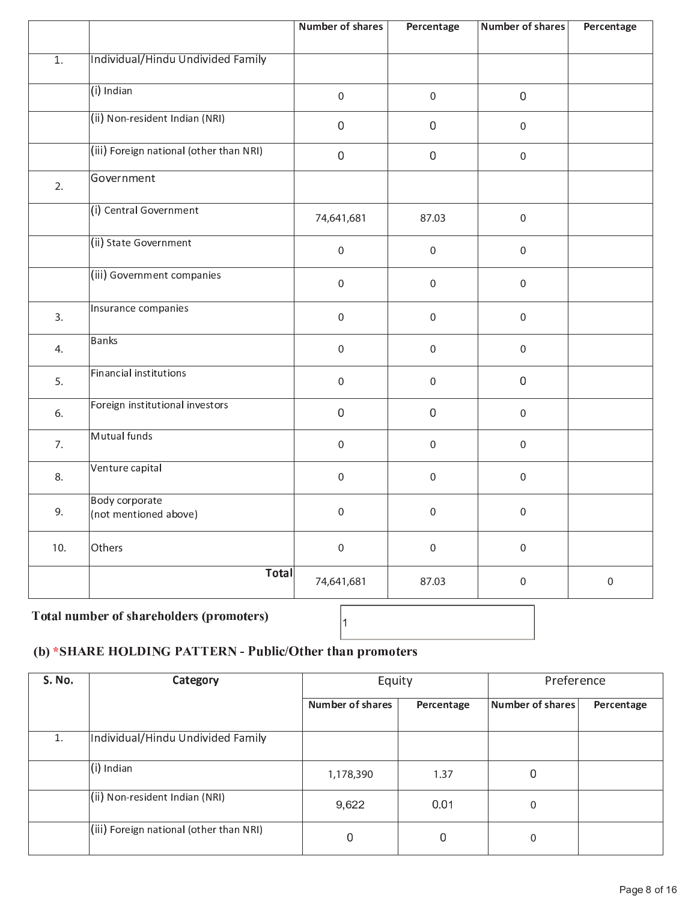| | | Number of shares | Percentage | Number of shares | Percentage |
|---|---|---|---|---|---|
| 1. | Individual/Hindu Undivided Family | | | | |
| | (i) Indian | 0 | 0 | 0 | |
| | (ii) Non-resident Indian (NRI) | 0 | 0 | 0 | |
| | (iii) Foreign national (other than NRI) | 0 | 0 | 0 | |
| 2. | Government | | | | |
| | (i) Central Government | 74,641,681 | 87.03 | 0 | |
| | (ii) State Government | 0 | 0 | 0 | |
| | (iii) Government companies | 0 | 0 | 0 | |
| 3. | Insurance companies | 0 | 0 | 0 | |
| 4. | Banks | 0 | 0 | 0 | |
| 5. | Financial institutions | 0 | 0 | 0 | |
| 6. | Foreign institutional investors | 0 | 0 | 0 | |
| 7. | Mutual funds | 0 | 0 | 0 | |
| 8. | Venture capital | 0 | 0 | 0 | |
| 9. | Body corporate (not mentioned above) | 0 | 0 | 0 | |
| 10. | Others | 0 | 0 | 0 | |
| | **Total** | 74,641,681 | 87.03 | 0 | 0 |

**Total number of shareholders (promoters)**: 1

**(b) *SHARE HOLDING PATTERN - Public/Other than promoters**

| S. No. | Category | Equity | | Preference | |
|---|---|---|---|---|---|
| | | Number of shares | Percentage | Number of shares | Percentage |
| 1. | Individual/Hindu Undivided Family | | | | |
| | (i) Indian | 1,178,390 | 1.37 | 0 | |
| | (ii) Non-resident Indian (NRI) | 9,622 | 0.01 | 0 | |
| | (iii) Foreign national (other than NRI) | 0 | 0 | 0 | |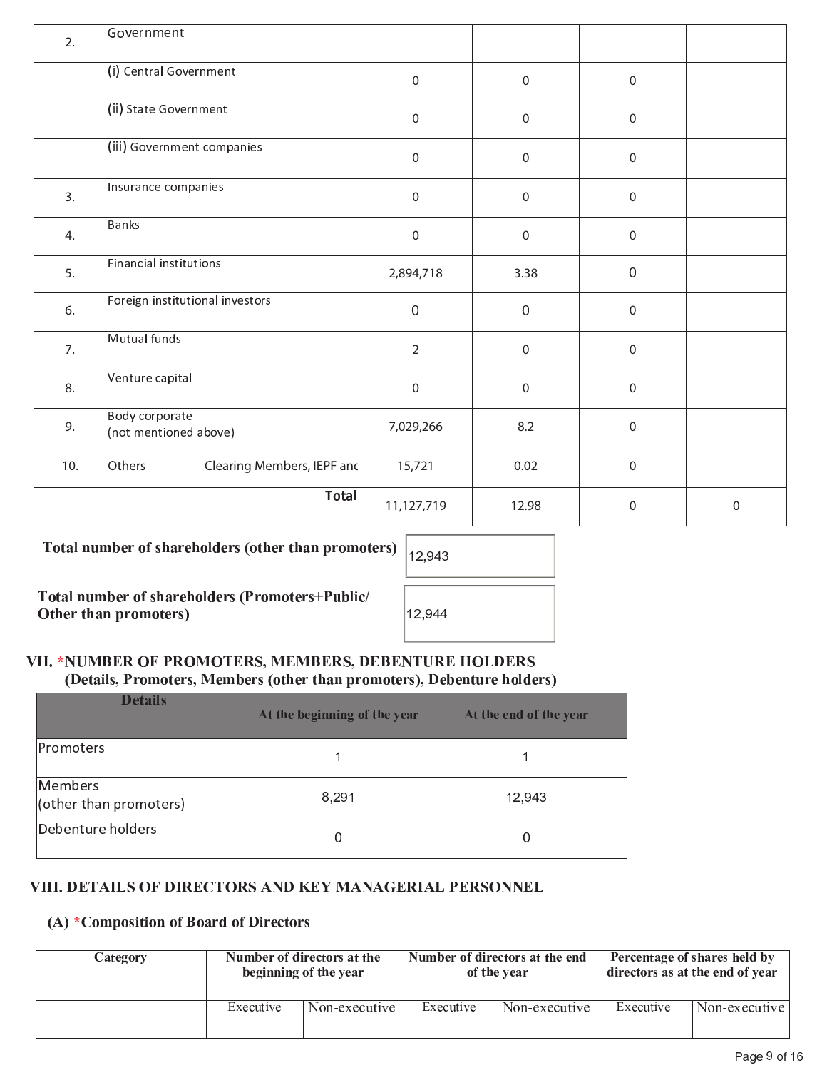| 2. | Government | | | | |
|---|---|---|---|---|---|
| | (i) Central Government | 0 | 0 | 0 | |
| | (ii) State Government | 0 | 0 | 0 | |
| | (iii) Government companies | 0 | 0 | 0 | |
| 3. | Insurance companies | 0 | 0 | 0 | |
| 4. | Banks | 0 | 0 | 0 | |
| 5. | Financial institutions | 2,894,718 | 3.38 | 0 | |
| 6. | Foreign institutional investors | 0 | 0 | 0 | |
| 7. | Mutual funds | 2 | 0 | 0 | |
| 8. | Venture capital | 0 | 0 | 0 | |
| 9. | Body corporate (not mentioned above) | 7,029,266 | 8.2 | 0 | |
| 10. | Others Clearing Members, IEPF anc | 15,721 | 0.02 | 0 | |
| | **Total** | 11,127,719 | 12.98 | 0 | 0 |

**Total number of shareholders (other than promoters)** 12,943

**Total number of shareholders (Promoters+Public/ Other than promoters)** 12,944

## VII. *NUMBER OF PROMOTERS, MEMBERS, DEBENTURE HOLDERS (Details, Promoters, Members (other than promoters), Debenture holders)

| Details | At the beginning of the year | At the end of the year |
|---|---|---|
| Promoters | 1 | 1 |
| Members (other than promoters) | 8,291 | 12,943 |
| Debenture holders | 0 | 0 |

## VIII. DETAILS OF DIRECTORS AND KEY MANAGERIAL PERSONNEL

### (A) *Composition of Board of Directors

| Category | Number of directors at the beginning of the year | | Number of directors at the end of the year | | Percentage of shares held by directors as at the end of year | |
|---|---|---|---|---|---|---|
| | Executive | Non-executive | Executive | Non-executive | Executive | Non-executive |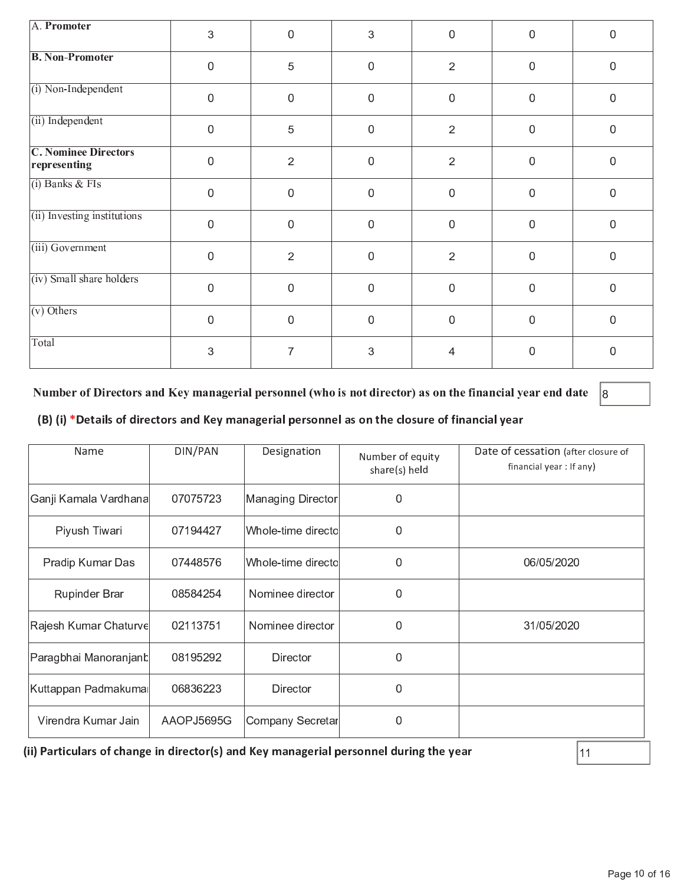| A. **Promoter** | 3 | 0 | 3 | 0 | 0 | 0 |
|---|---|---|---|---|---|---|
| **B. Non-Promoter** | 0 | 5 | 0 | 2 | 0 | 0 |
| (i) Non-Independent | 0 | 0 | 0 | 0 | 0 | 0 |
| (ii) Independent | 0 | 5 | 0 | 2 | 0 | 0 |
| **C. Nominee Directors representing** | 0 | 2 | 0 | 2 | 0 | 0 |
| (i) Banks & FIs | 0 | 0 | 0 | 0 | 0 | 0 |
| (ii) Investing institutions | 0 | 0 | 0 | 0 | 0 | 0 |
| (iii) Government | 0 | 2 | 0 | 2 | 0 | 0 |
| (iv) Small share holders | 0 | 0 | 0 | 0 | 0 | 0 |
| (v) Others | 0 | 0 | 0 | 0 | 0 | 0 |
| Total | 3 | 7 | 3 | 4 | 0 | 0 |

**Number of Directors and Key managerial personnel (who is not director) as on the financial year end date** 8

**(B) (i) \*Details of directors and Key managerial personnel as on the closure of financial year**

| Name | DIN/PAN | Designation | Number of equity share(s) held | Date of cessation (after closure of financial year : If any) |
|---|---|---|---|---|
| Ganji Kamala Vardhana | 07075723 | Managing Director | 0 | |
| Piyush Tiwari | 07194427 | Whole-time directo | 0 | |
| Pradip Kumar Das | 07448576 | Whole-time directo | 0 | 06/05/2020 |
| Rupinder Brar | 08584254 | Nominee director | 0 | |
| Rajesh Kumar Chaturve | 02113751 | Nominee director | 0 | 31/05/2020 |
| Paragbhai Manoranjanb | 08195292 | Director | 0 | |
| Kuttappan Padmakumar | 06836223 | Director | 0 | |
| Virendra Kumar Jain | AAOPJ5695G | Company Secretar | 0 | |

**(ii) Particulars of change in director(s) and Key managerial personnel during the year** 11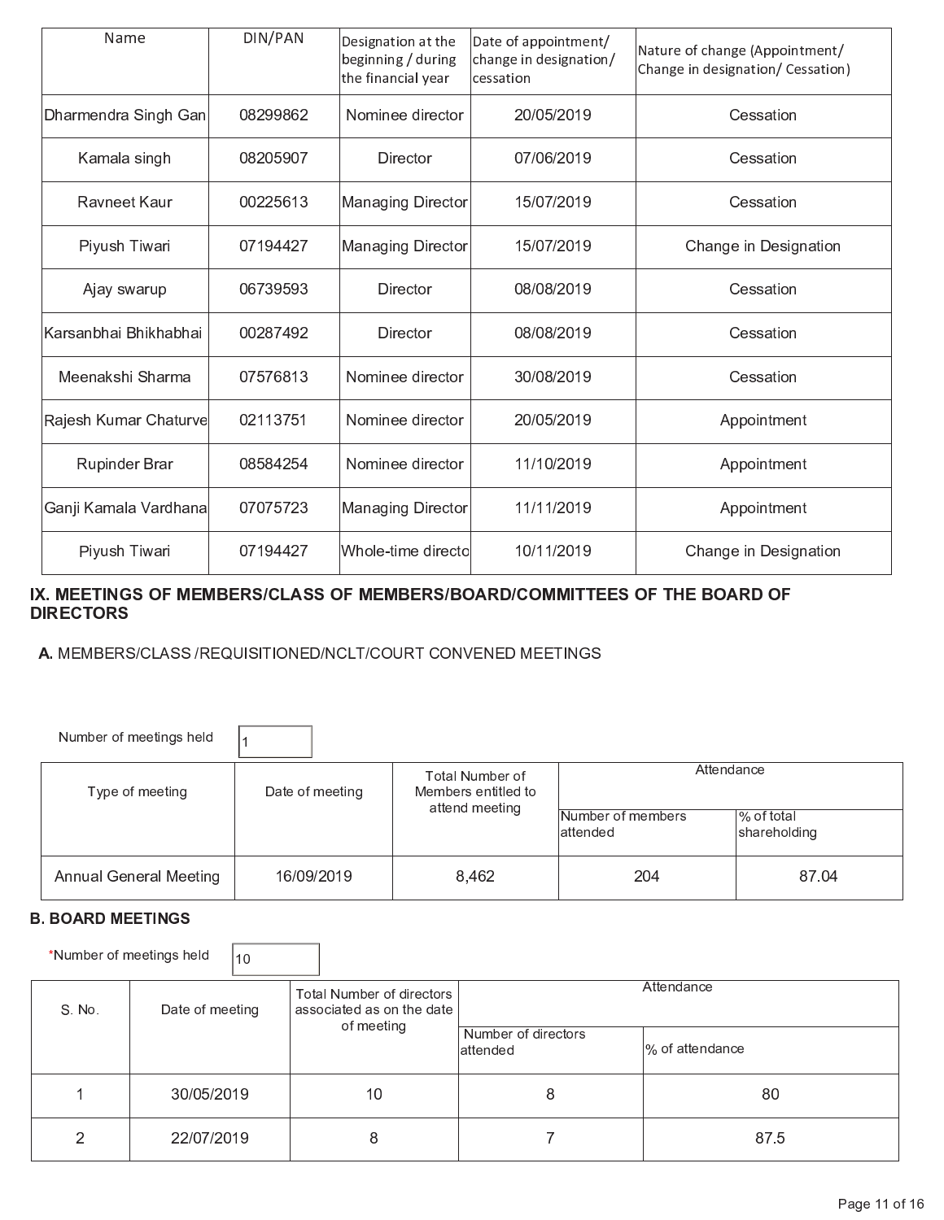| Name | DIN/PAN | Designation at the beginning / during the financial year | Date of appointment/ change in designation/ cessation | Nature of change (Appointment/ Change in designation/ Cessation) |
|---|---|---|---|---|
| Dharmendra Singh Gan | 08299862 | Nominee director | 20/05/2019 | Cessation |
| Kamala singh | 08205907 | Director | 07/06/2019 | Cessation |
| Ravneet Kaur | 00225613 | Managing Director | 15/07/2019 | Cessation |
| Piyush Tiwari | 07194427 | Managing Director | 15/07/2019 | Change in Designation |
| Ajay swarup | 06739593 | Director | 08/08/2019 | Cessation |
| Karsanbhai Bhikhabhai | 00287492 | Director | 08/08/2019 | Cessation |
| Meenakshi Sharma | 07576813 | Nominee director | 30/08/2019 | Cessation |
| Rajesh Kumar Chaturve | 02113751 | Nominee director | 20/05/2019 | Appointment |
| Rupinder Brar | 08584254 | Nominee director | 11/10/2019 | Appointment |
| Ganji Kamala Vardhana | 07075723 | Managing Director | 11/11/2019 | Appointment |
| Piyush Tiwari | 07194427 | Whole-time directo | 10/11/2019 | Change in Designation |

## IX. MEETINGS OF MEMBERS/CLASS OF MEMBERS/BOARD/COMMITTEES OF THE BOARD OF DIRECTORS

**A.** MEMBERS/CLASS /REQUISITIONED/NCLT/COURT CONVENED MEETINGS

Number of meetings held: 1

| Type of meeting | Date of meeting | Total Number of Members entitled to attend meeting | Attendance | |
|---|---|---|---|---|
| | | | Number of members attended | % of total shareholding |
| Annual General Meeting | 16/09/2019 | 8,462 | 204 | 87.04 |

**B. BOARD MEETINGS**

*Number of meetings held: 10

| S. No. | Date of meeting | Total Number of directors associated as on the date of meeting | Attendance | |
|---|---|---|---|---|
| | | | Number of directors attended | % of attendance |
| 1 | 30/05/2019 | 10 | 8 | 80 |
| 2 | 22/07/2019 | 8 | 7 | 87.5 |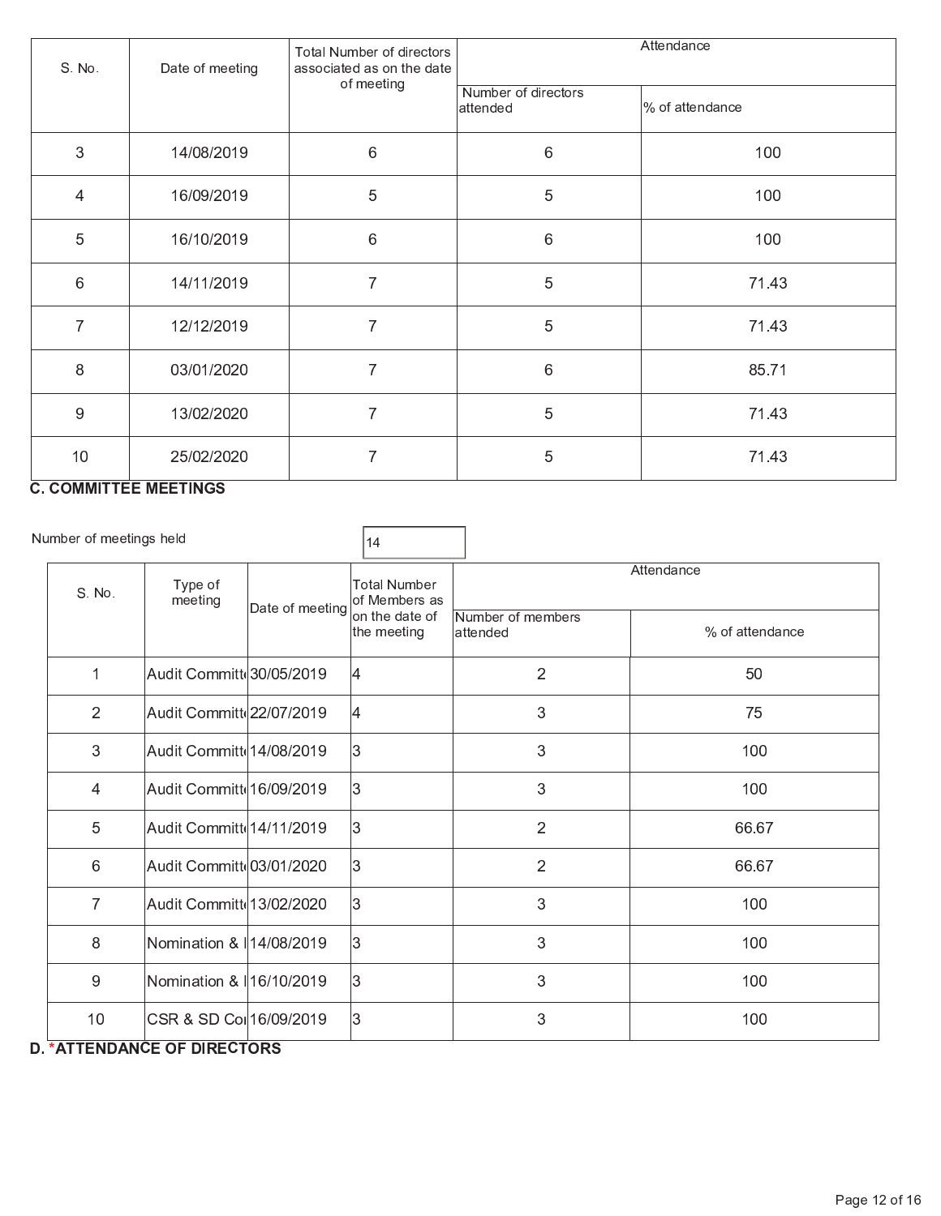| S. No. | Date of meeting | Total Number of directors associated as on the date of meeting | Attendance | |
|---|---|---|---|---|
| | | | Number of directors attended | % of attendance |
| 3 | 14/08/2019 | 6 | 6 | 100 |
| 4 | 16/09/2019 | 5 | 5 | 100 |
| 5 | 16/10/2019 | 6 | 6 | 100 |
| 6 | 14/11/2019 | 7 | 5 | 71.43 |
| 7 | 12/12/2019 | 7 | 5 | 71.43 |
| 8 | 03/01/2020 | 7 | 6 | 85.71 |
| 9 | 13/02/2020 | 7 | 5 | 71.43 |
| 10 | 25/02/2020 | 7 | 5 | 71.43 |

**C. COMMITTEE MEETINGS**

Number of meetings held: 14

| S. No. | Type of meeting | Date of meeting | Total Number of Members as on the date of the meeting | Attendance | |
|---|---|---|---|---|---|
| | | | | Number of members attended | % of attendance |
| 1 | Audit Committ | 30/05/2019 | 4 | 2 | 50 |
| 2 | Audit Committ | 22/07/2019 | 4 | 3 | 75 |
| 3 | Audit Committ | 14/08/2019 | 3 | 3 | 100 |
| 4 | Audit Committ | 16/09/2019 | 3 | 3 | 100 |
| 5 | Audit Committ | 14/11/2019 | 3 | 2 | 66.67 |
| 6 | Audit Committ | 03/01/2020 | 3 | 2 | 66.67 |
| 7 | Audit Committ | 13/02/2020 | 3 | 3 | 100 |
| 8 | Nomination & I | 14/08/2019 | 3 | 3 | 100 |
| 9 | Nomination & I | 16/10/2019 | 3 | 3 | 100 |
| 10 | CSR & SD Co | 16/09/2019 | 3 | 3 | 100 |

**D. *ATTENDANCE OF DIRECTORS**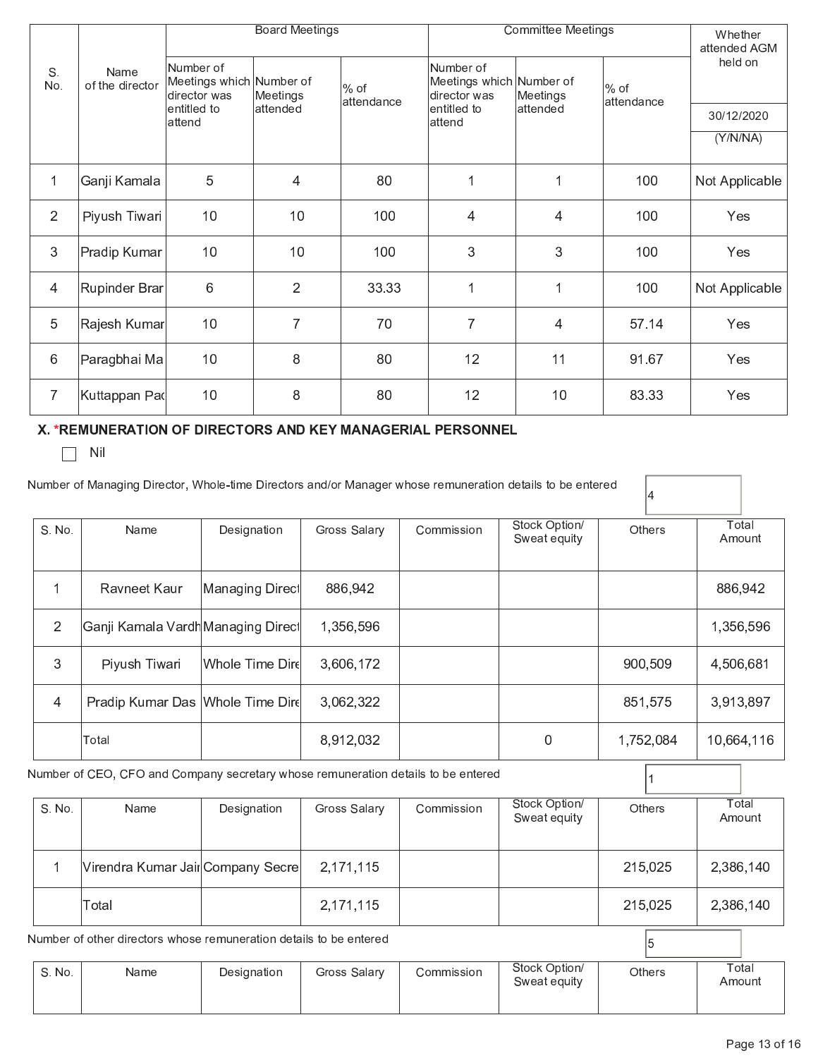| S. No. | Name of the director | Board Meetings | | | Committee Meetings | | | Whether attended AGM held on |
|---|---|---|---|---|---|---|---|---|
| | | Number of Meetings which director was entitled to attend | Number of Meetings attended | % of attendance | Number of Meetings which director was entitled to attend | Number of Meetings attended | % of attendance | 30/12/2020 (Y/N/NA) |
| 1 | Ganji Kamala | 5 | 4 | 80 | 1 | 1 | 100 | Not Applicable |
| 2 | Piyush Tiwari | 10 | 10 | 100 | 4 | 4 | 100 | Yes |
| 3 | Pradip Kumar | 10 | 10 | 100 | 3 | 3 | 100 | Yes |
| 4 | Rupinder Brar | 6 | 2 | 33.33 | 1 | 1 | 100 | Not Applicable |
| 5 | Rajesh Kumar | 10 | 7 | 70 | 7 | 4 | 57.14 | Yes |
| 6 | Paragbhai Ma | 10 | 8 | 80 | 12 | 11 | 91.67 | Yes |
| 7 | Kuttappan Pad | 10 | 8 | 80 | 12 | 10 | 83.33 | Yes |

## X. *REMUNERATION OF DIRECTORS AND KEY MANAGERIAL PERSONNEL

☐ Nil

Number of Managing Director, Whole-time Directors and/or Manager whose remuneration details to be entered: 4

| S. No. | Name | Designation | Gross Salary | Commission | Stock Option/ Sweat equity | Others | Total Amount |
|---|---|---|---|---|---|---|---|
| 1 | Ravneet Kaur | Managing Direct | 886,942 | | | | 886,942 |
| 2 | Ganji Kamala Vardh | Managing Direct | 1,356,596 | | | | 1,356,596 |
| 3 | Piyush Tiwari | Whole Time Dire | 3,606,172 | | | 900,509 | 4,506,681 |
| 4 | Pradip Kumar Das | Whole Time Dire | 3,062,322 | | | 851,575 | 3,913,897 |
| | Total | | 8,912,032 | | 0 | 1,752,084 | 10,664,116 |

Number of CEO, CFO and Company secretary whose remuneration details to be entered: 1

| S. No. | Name | Designation | Gross Salary | Commission | Stock Option/ Sweat equity | Others | Total Amount |
|---|---|---|---|---|---|---|---|
| 1 | Virendra Kumar Jain | Company Secre | 2,171,115 | | | 215,025 | 2,386,140 |
| | Total | | 2,171,115 | | | 215,025 | 2,386,140 |

Number of other directors whose remuneration details to be entered: 5

| S. No. | Name | Designation | Gross Salary | Commission | Stock Option/ Sweat equity | Others | Total Amount |
|---|---|---|---|---|---|---|---|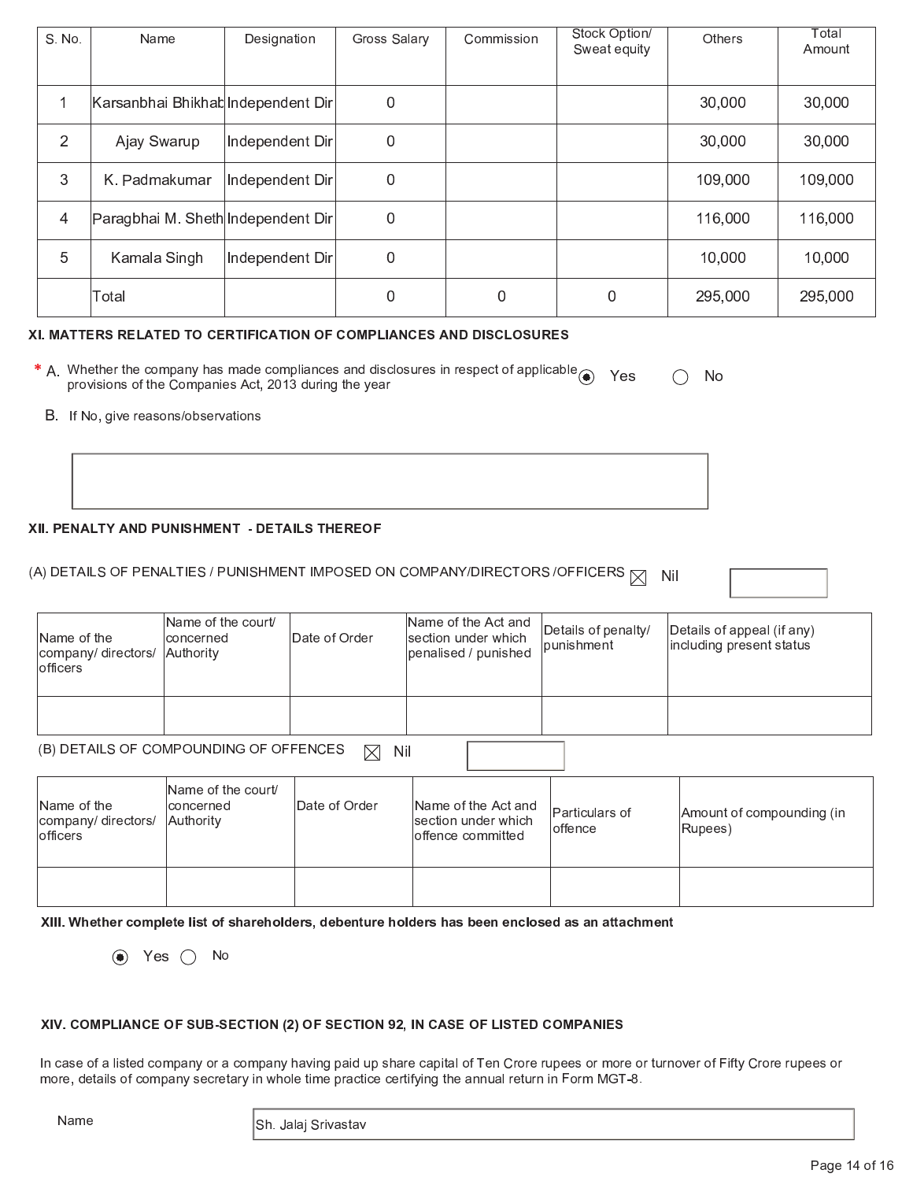| S. No. | Name | Designation | Gross Salary | Commission | Stock Option/ Sweat equity | Others | Total Amount |
|---|---|---|---|---|---|---|---|
| 1 | Karsanbhai Bhikhab | Independent Dir | 0 | | | 30,000 | 30,000 |
| 2 | Ajay Swarup | Independent Dir | 0 | | | 30,000 | 30,000 |
| 3 | K. Padmakumar | Independent Dir | 0 | | | 109,000 | 109,000 |
| 4 | Paragbhai M. Sheth | Independent Dir | 0 | | | 116,000 | 116,000 |
| 5 | Kamala Singh | Independent Dir | 0 | | | 10,000 | 10,000 |
| | Total | | 0 | 0 | 0 | 295,000 | 295,000 |

**XI. MATTERS RELATED TO CERTIFICATION OF COMPLIANCES AND DISCLOSURES**

\* A. Whether the company has made compliances and disclosures in respect of applicable provisions of the Companies Act, 2013 during the year ◉ Yes ○ No

B. If No, give reasons/observations

**XII. PENALTY AND PUNISHMENT - DETAILS THEREOF**

(A) DETAILS OF PENALTIES / PUNISHMENT IMPOSED ON COMPANY/DIRECTORS /OFFICERS ☒ Nil

| Name of the company/ directors/ officers | Name of the court/ concerned Authority | Date of Order | Name of the Act and section under which penalised / punished | Details of penalty/ punishment | Details of appeal (if any) including present status |
|---|---|---|---|---|---|
| | | | | | |

(B) DETAILS OF COMPOUNDING OF OFFENCES ☒ Nil

| Name of the company/ directors/ officers | Name of the court/ concerned Authority | Date of Order | Name of the Act and section under which offence committed | Particulars of offence | Amount of compounding (in Rupees) |
|---|---|---|---|---|---|
| | | | | | |

**XIII. Whether complete list of shareholders, debenture holders has been enclosed as an attachment**

◉ Yes ○ No

**XIV. COMPLIANCE OF SUB-SECTION (2) OF SECTION 92, IN CASE OF LISTED COMPANIES**

In case of a listed company or a company having paid up share capital of Ten Crore rupees or more or turnover of Fifty Crore rupees or more, details of company secretary in whole time practice certifying the annual return in Form MGT-8.

Name: Sh. Jalaj Srivastav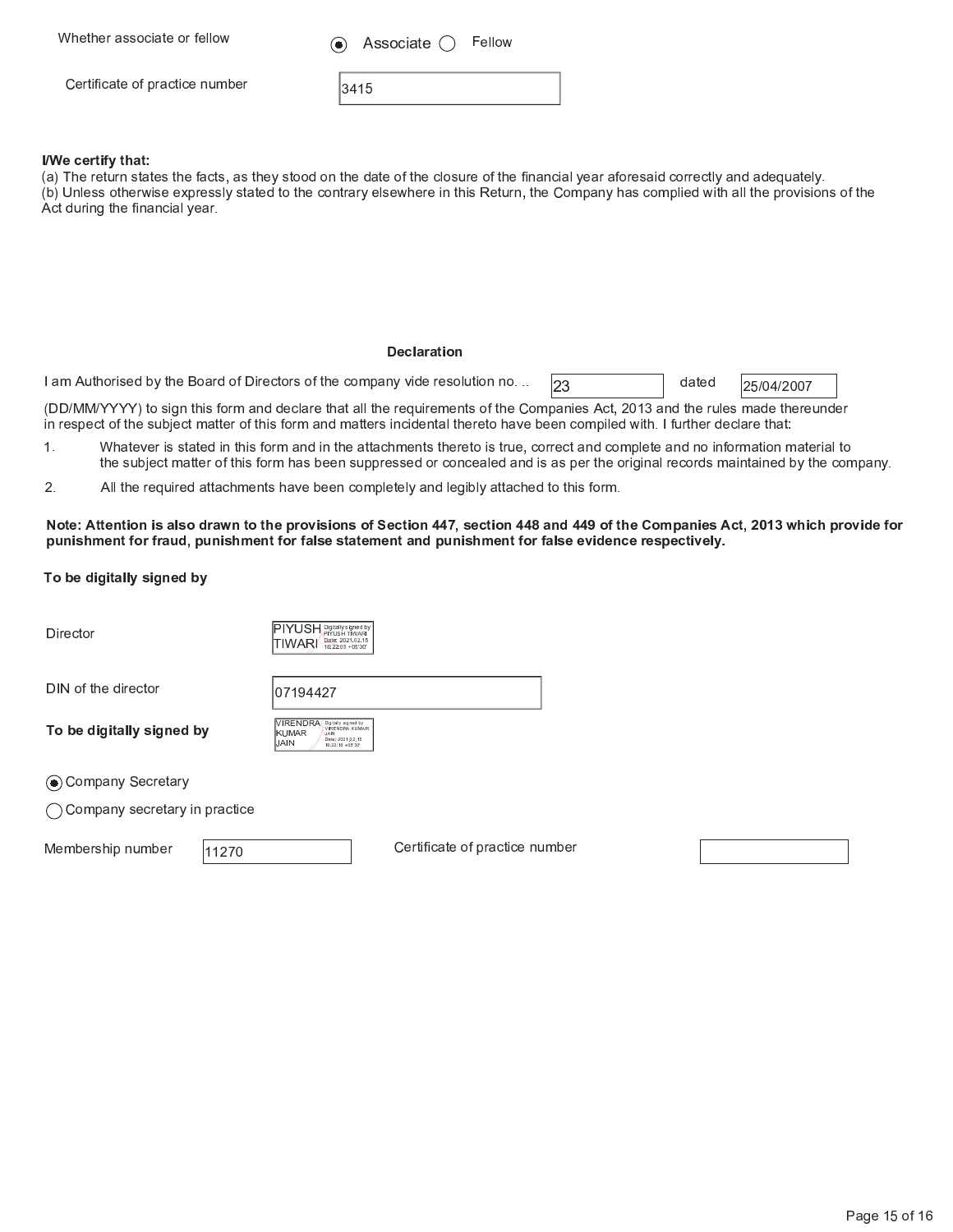Whether associate or fellow (◉) Associate ( ) Fellow

Certificate of practice number 3415

**I/We certify that:**

(a) The return states the facts, as they stood on the date of the closure of the financial year aforesaid correctly and adequately.

(b) Unless otherwise expressly stated to the contrary elsewhere in this Return, the Company has complied with all the provisions of the Act during the financial year.

**Declaration**

I am Authorised by the Board of Directors of the company vide resolution no. .. 23 dated 25/04/2007 (DD/MM/YYYY) to sign this form and declare that all the requirements of the Companies Act, 2013 and the rules made thereunder in respect of the subject matter of this form and matters incidental thereto have been compiled with. I further declare that:

1. Whatever is stated in this form and in the attachments thereto is true, correct and complete and no information material to the subject matter of this form has been suppressed or concealed and is as per the original records maintained by the company.
2. All the required attachments have been completely and legibly attached to this form.

**Note: Attention is also drawn to the provisions of Section 447, section 448 and 449 of the Companies Act, 2013 which provide for punishment for fraud, punishment for false statement and punishment for false evidence respectively.**

**To be digitally signed by**

Director: PIYUSH TIWARI (Digitally signed by PIYUSH TIWARI Date: 2021.02.15 16:22:05 +05'30')

DIN of the director: 07194427

**To be digitally signed by**: VIRENDRA KUMAR JAIN (Digitally signed by VIRENDRA KUMAR JAIN Date: 2021.02.15 16:22:18 +05'30')

(◉) Company Secretary

( ) Company secretary in practice

Membership number: 11270

Certificate of practice number: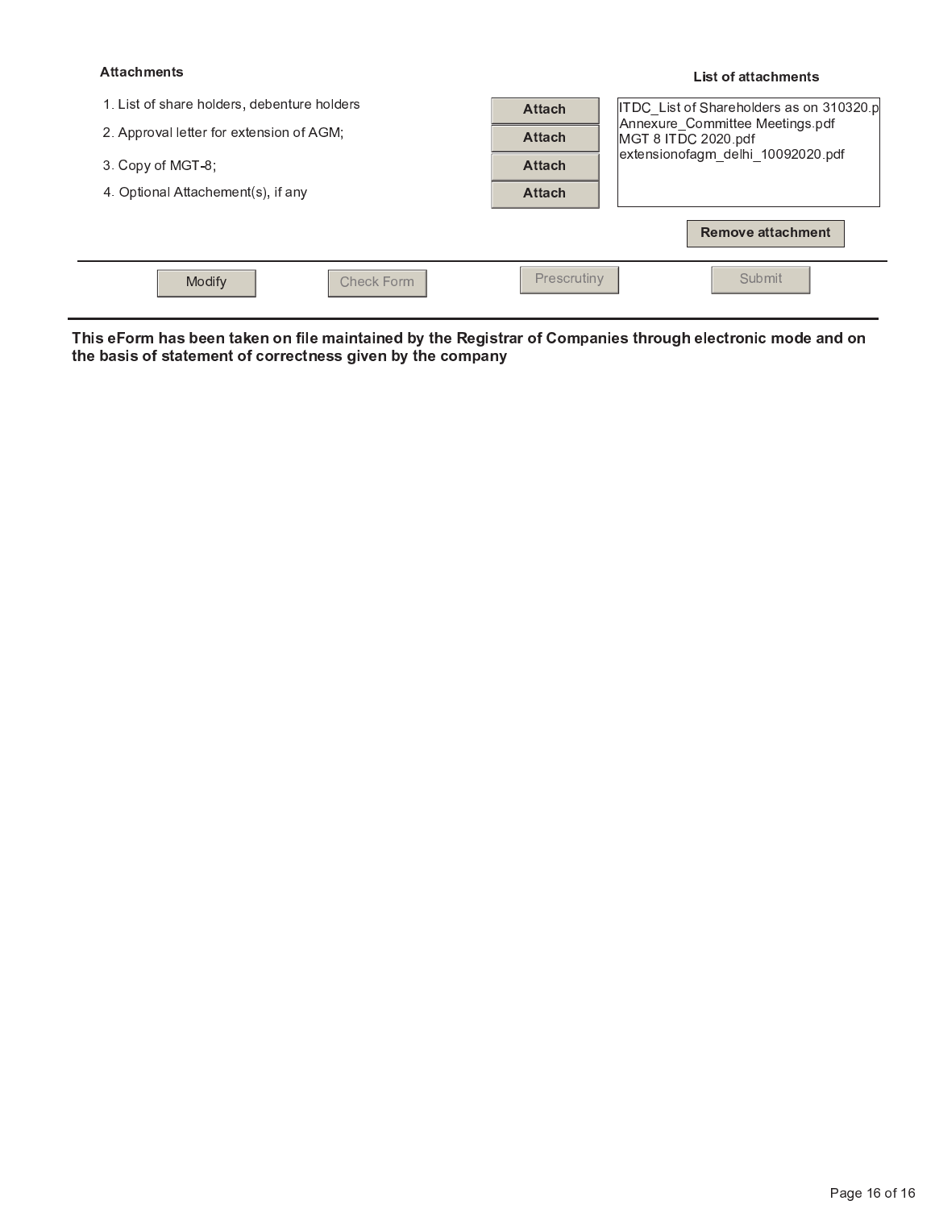**Attachments**

1. List of share holders, debenture holders
2. Approval letter for extension of AGM;
3. Copy of MGT-8;
4. Optional Attachement(s), if any

**List of attachments**

ITDC_List of Shareholders as on 310320.p
Annexure_Committee Meetings.pdf
MGT 8 ITDC 2020.pdf
extensionofagm_delhi_10092020.pdf

**This eForm has been taken on file maintained by the Registrar of Companies through electronic mode and on the basis of statement of correctness given by the company**